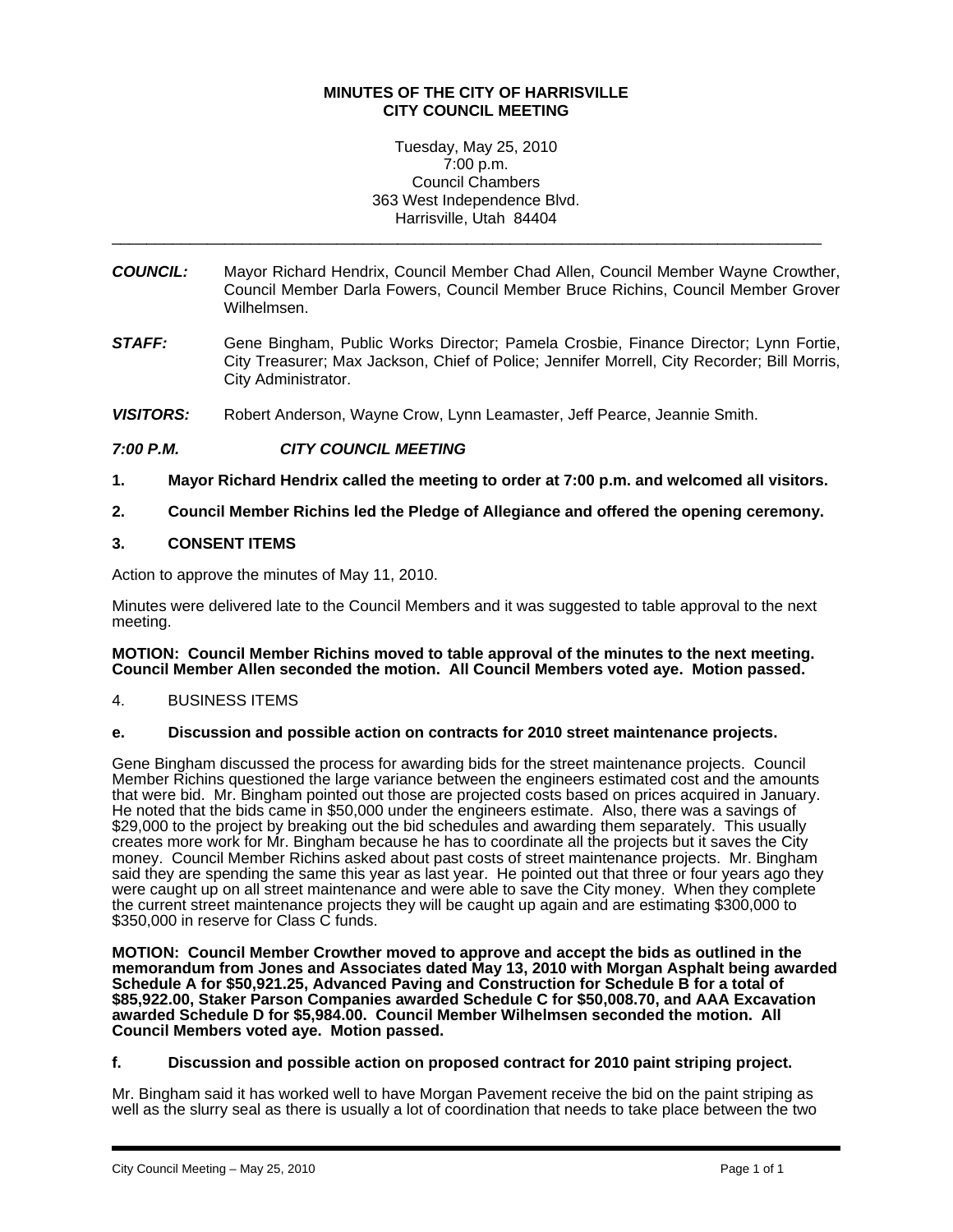**MINUTES OF THE CITY OF HARRISVILLE**
**CITY COUNCIL MEETING**

Tuesday, May 25, 2010
7:00 p.m.
Council Chambers
363 West Independence Blvd.
Harrisville, Utah 84404

---

***COUNCIL:*** Mayor Richard Hendrix, Council Member Chad Allen, Council Member Wayne Crowther, Council Member Darla Fowers, Council Member Bruce Richins, Council Member Grover Wilhelmsen.

***STAFF:*** Gene Bingham, Public Works Director; Pamela Crosbie, Finance Director; Lynn Fortie, City Treasurer; Max Jackson, Chief of Police; Jennifer Morrell, City Recorder; Bill Morris, City Administrator.

***VISITORS:*** Robert Anderson, Wayne Crow, Lynn Leamaster, Jeff Pearce, Jeannie Smith.

***7:00 P.M. CITY COUNCIL MEETING***

**1. Mayor Richard Hendrix called the meeting to order at 7:00 p.m. and welcomed all visitors.**

**2. Council Member Richins led the Pledge of Allegiance and offered the opening ceremony.**

**3. CONSENT ITEMS**

Action to approve the minutes of May 11, 2010.

Minutes were delivered late to the Council Members and it was suggested to table approval to the next meeting.

**MOTION: Council Member Richins moved to table approval of the minutes to the next meeting. Council Member Allen seconded the motion. All Council Members voted aye. Motion passed.**

4. BUSINESS ITEMS

**e. Discussion and possible action on contracts for 2010 street maintenance projects.**

Gene Bingham discussed the process for awarding bids for the street maintenance projects. Council Member Richins questioned the large variance between the engineers estimated cost and the amounts that were bid. Mr. Bingham pointed out those are projected costs based on prices acquired in January. He noted that the bids came in $50,000 under the engineers estimate. Also, there was a savings of $29,000 to the project by breaking out the bid schedules and awarding them separately. This usually creates more work for Mr. Bingham because he has to coordinate all the projects but it saves the City money. Council Member Richins asked about past costs of street maintenance projects. Mr. Bingham said they are spending the same this year as last year. He pointed out that three or four years ago they were caught up on all street maintenance and were able to save the City money. When they complete the current street maintenance projects they will be caught up again and are estimating $300,000 to $350,000 in reserve for Class C funds.

**MOTION: Council Member Crowther moved to approve and accept the bids as outlined in the memorandum from Jones and Associates dated May 13, 2010 with Morgan Asphalt being awarded Schedule A for $50,921.25, Advanced Paving and Construction for Schedule B for a total of $85,922.00, Staker Parson Companies awarded Schedule C for $50,008.70, and AAA Excavation awarded Schedule D for $5,984.00. Council Member Wilhelmsen seconded the motion. All Council Members voted aye. Motion passed.**

**f. Discussion and possible action on proposed contract for 2010 paint striping project.**

Mr. Bingham said it has worked well to have Morgan Pavement receive the bid on the paint striping as well as the slurry seal as there is usually a lot of coordination that needs to take place between the two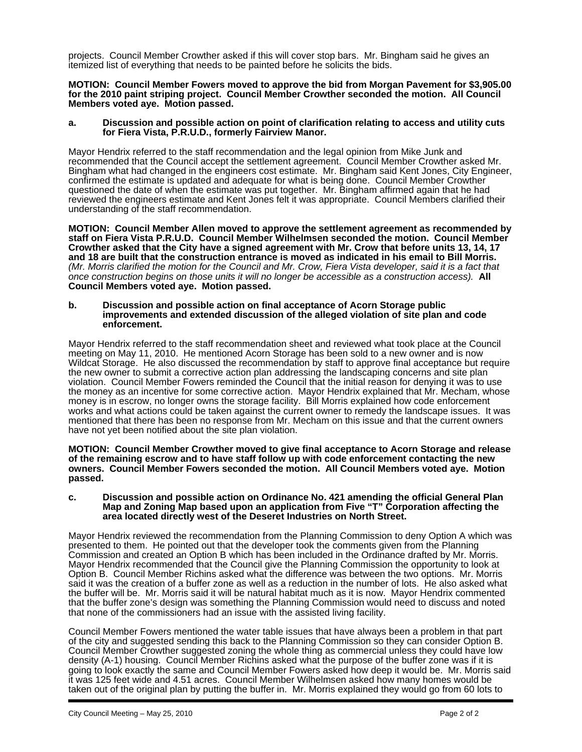projects. Council Member Crowther asked if this will cover stop bars. Mr. Bingham said he gives an itemized list of everything that needs to be painted before he solicits the bids.

**MOTION: Council Member Fowers moved to approve the bid from Morgan Pavement for $3,905.00 for the 2010 paint striping project. Council Member Crowther seconded the motion. All Council Members voted aye. Motion passed.**

**a. Discussion and possible action on point of clarification relating to access and utility cuts for Fiera Vista, P.R.U.D., formerly Fairview Manor.**

Mayor Hendrix referred to the staff recommendation and the legal opinion from Mike Junk and recommended that the Council accept the settlement agreement. Council Member Crowther asked Mr. Bingham what had changed in the engineers cost estimate. Mr. Bingham said Kent Jones, City Engineer, confirmed the estimate is updated and adequate for what is being done. Council Member Crowther questioned the date of when the estimate was put together. Mr. Bingham affirmed again that he had reviewed the engineers estimate and Kent Jones felt it was appropriate. Council Members clarified their understanding of the staff recommendation.

**MOTION: Council Member Allen moved to approve the settlement agreement as recommended by staff on Fiera Vista P.R.U.D. Council Member Wilhelmsen seconded the motion. Council Member Crowther asked that the City have a signed agreement with Mr. Crow that before units 13, 14, 17 and 18 are built that the construction entrance is moved as indicated in his email to Bill Morris.** *(Mr. Morris clarified the motion for the Council and Mr. Crow, Fiera Vista developer, said it is a fact that once construction begins on those units it will no longer be accessible as a construction access).* **All Council Members voted aye. Motion passed.**

**b. Discussion and possible action on final acceptance of Acorn Storage public improvements and extended discussion of the alleged violation of site plan and code enforcement.**

Mayor Hendrix referred to the staff recommendation sheet and reviewed what took place at the Council meeting on May 11, 2010. He mentioned Acorn Storage has been sold to a new owner and is now Wildcat Storage. He also discussed the recommendation by staff to approve final acceptance but require the new owner to submit a corrective action plan addressing the landscaping concerns and site plan violation. Council Member Fowers reminded the Council that the initial reason for denying it was to use the money as an incentive for some corrective action. Mayor Hendrix explained that Mr. Mecham, whose money is in escrow, no longer owns the storage facility. Bill Morris explained how code enforcement works and what actions could be taken against the current owner to remedy the landscape issues. It was mentioned that there has been no response from Mr. Mecham on this issue and that the current owners have not yet been notified about the site plan violation.

**MOTION: Council Member Crowther moved to give final acceptance to Acorn Storage and release of the remaining escrow and to have staff follow up with code enforcement contacting the new owners. Council Member Fowers seconded the motion. All Council Members voted aye. Motion passed.**

**c. Discussion and possible action on Ordinance No. 421 amending the official General Plan Map and Zoning Map based upon an application from Five "T" Corporation affecting the area located directly west of the Deseret Industries on North Street.**

Mayor Hendrix reviewed the recommendation from the Planning Commission to deny Option A which was presented to them. He pointed out that the developer took the comments given from the Planning Commission and created an Option B which has been included in the Ordinance drafted by Mr. Morris. Mayor Hendrix recommended that the Council give the Planning Commission the opportunity to look at Option B. Council Member Richins asked what the difference was between the two options. Mr. Morris said it was the creation of a buffer zone as well as a reduction in the number of lots. He also asked what the buffer will be. Mr. Morris said it will be natural habitat much as it is now. Mayor Hendrix commented that the buffer zone's design was something the Planning Commission would need to discuss and noted that none of the commissioners had an issue with the assisted living facility.

Council Member Fowers mentioned the water table issues that have always been a problem in that part of the city and suggested sending this back to the Planning Commission so they can consider Option B. Council Member Crowther suggested zoning the whole thing as commercial unless they could have low density (A-1) housing. Council Member Richins asked what the purpose of the buffer zone was if it is going to look exactly the same and Council Member Fowers asked how deep it would be. Mr. Morris said it was 125 feet wide and 4.51 acres. Council Member Wilhelmsen asked how many homes would be taken out of the original plan by putting the buffer in. Mr. Morris explained they would go from 60 lots to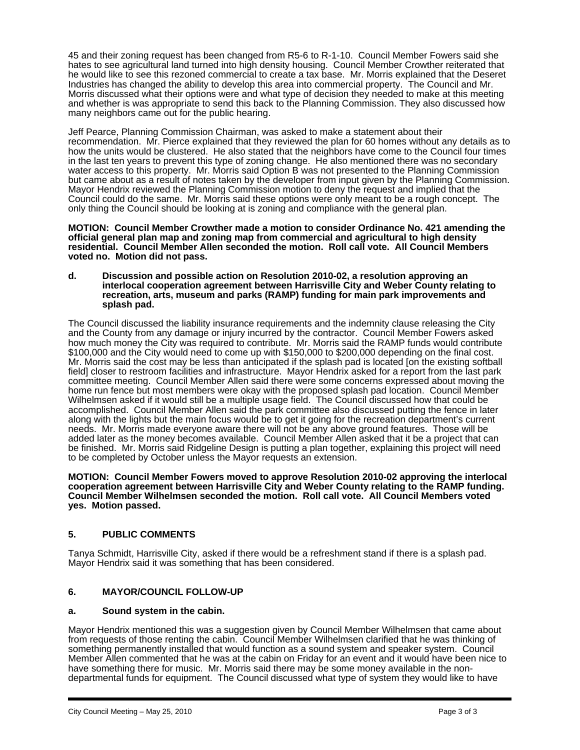45 and their zoning request has been changed from R5-6 to R-1-10. Council Member Fowers said she hates to see agricultural land turned into high density housing. Council Member Crowther reiterated that he would like to see this rezoned commercial to create a tax base. Mr. Morris explained that the Deseret Industries has changed the ability to develop this area into commercial property. The Council and Mr. Morris discussed what their options were and what type of decision they needed to make at this meeting and whether is was appropriate to send this back to the Planning Commission. They also discussed how many neighbors came out for the public hearing.

Jeff Pearce, Planning Commission Chairman, was asked to make a statement about their recommendation. Mr. Pierce explained that they reviewed the plan for 60 homes without any details as to how the units would be clustered. He also stated that the neighbors have come to the Council four times in the last ten years to prevent this type of zoning change. He also mentioned there was no secondary water access to this property. Mr. Morris said Option B was not presented to the Planning Commission but came about as a result of notes taken by the developer from input given by the Planning Commission. Mayor Hendrix reviewed the Planning Commission motion to deny the request and implied that the Council could do the same. Mr. Morris said these options were only meant to be a rough concept. The only thing the Council should be looking at is zoning and compliance with the general plan.

**MOTION: Council Member Crowther made a motion to consider Ordinance No. 421 amending the official general plan map and zoning map from commercial and agricultural to high density residential. Council Member Allen seconded the motion. Roll call vote. All Council Members voted no. Motion did not pass.**

**d. Discussion and possible action on Resolution 2010-02, a resolution approving an interlocal cooperation agreement between Harrisville City and Weber County relating to recreation, arts, museum and parks (RAMP) funding for main park improvements and splash pad.**

The Council discussed the liability insurance requirements and the indemnity clause releasing the City and the County from any damage or injury incurred by the contractor. Council Member Fowers asked how much money the City was required to contribute. Mr. Morris said the RAMP funds would contribute $100,000 and the City would need to come up with $150,000 to $200,000 depending on the final cost. Mr. Morris said the cost may be less than anticipated if the splash pad is located [on the existing softball field] closer to restroom facilities and infrastructure. Mayor Hendrix asked for a report from the last park committee meeting. Council Member Allen said there were some concerns expressed about moving the home run fence but most members were okay with the proposed splash pad location. Council Member Wilhelmsen asked if it would still be a multiple usage field. The Council discussed how that could be accomplished. Council Member Allen said the park committee also discussed putting the fence in later along with the lights but the main focus would be to get it going for the recreation department's current needs. Mr. Morris made everyone aware there will not be any above ground features. Those will be added later as the money becomes available. Council Member Allen asked that it be a project that can be finished. Mr. Morris said Ridgeline Design is putting a plan together, explaining this project will need to be completed by October unless the Mayor requests an extension.

**MOTION: Council Member Fowers moved to approve Resolution 2010-02 approving the interlocal cooperation agreement between Harrisville City and Weber County relating to the RAMP funding. Council Member Wilhelmsen seconded the motion. Roll call vote. All Council Members voted yes. Motion passed.**

## 5. PUBLIC COMMENTS

Tanya Schmidt, Harrisville City, asked if there would be a refreshment stand if there is a splash pad. Mayor Hendrix said it was something that has been considered.

## 6. MAYOR/COUNCIL FOLLOW-UP

### a. Sound system in the cabin.

Mayor Hendrix mentioned this was a suggestion given by Council Member Wilhelmsen that came about from requests of those renting the cabin. Council Member Wilhelmsen clarified that he was thinking of something permanently installed that would function as a sound system and speaker system. Council Member Allen commented that he was at the cabin on Friday for an event and it would have been nice to have something there for music. Mr. Morris said there may be some money available in the non-departmental funds for equipment. The Council discussed what type of system they would like to have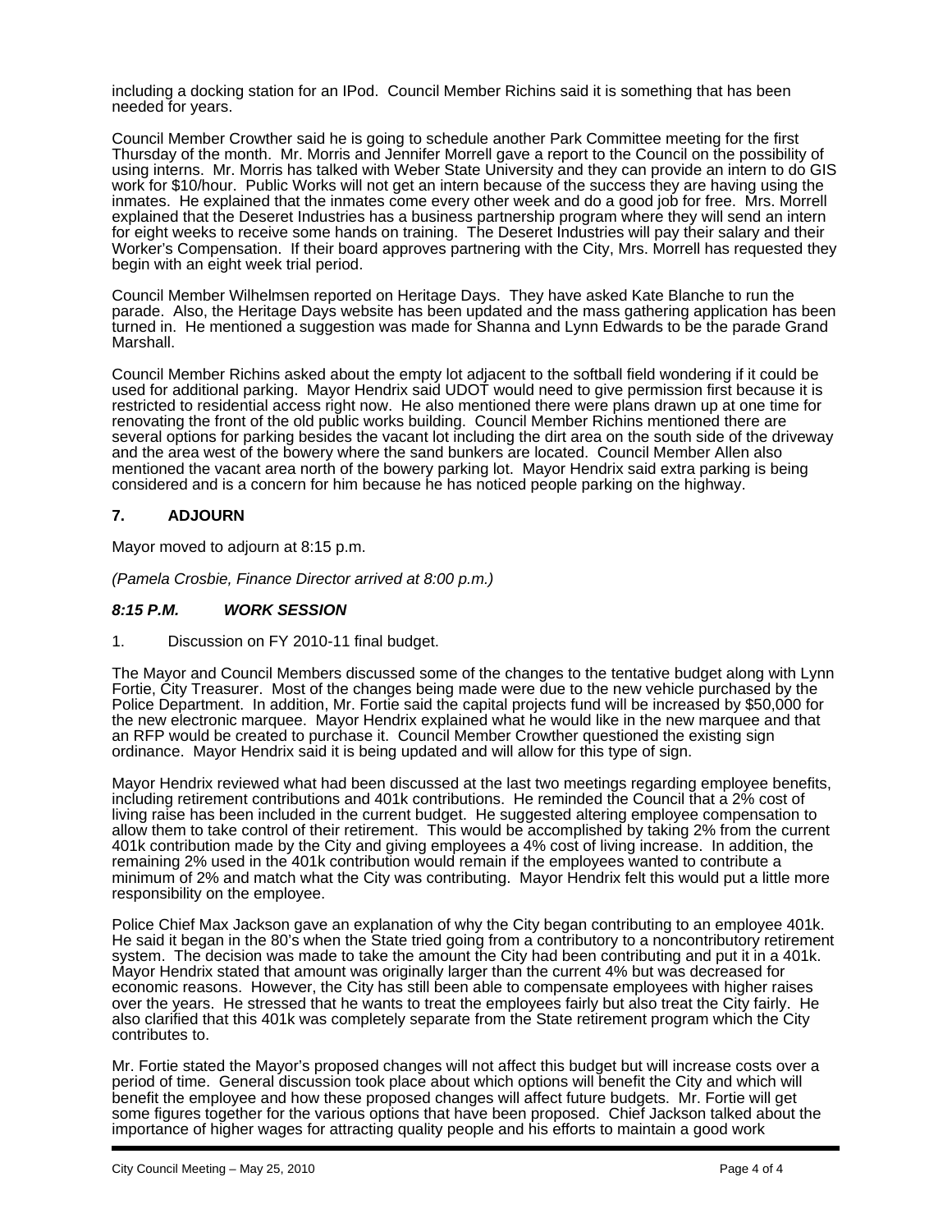including a docking station for an IPod. Council Member Richins said it is something that has been needed for years.

Council Member Crowther said he is going to schedule another Park Committee meeting for the first Thursday of the month. Mr. Morris and Jennifer Morrell gave a report to the Council on the possibility of using interns. Mr. Morris has talked with Weber State University and they can provide an intern to do GIS work for $10/hour. Public Works will not get an intern because of the success they are having using the inmates. He explained that the inmates come every other week and do a good job for free. Mrs. Morrell explained that the Deseret Industries has a business partnership program where they will send an intern for eight weeks to receive some hands on training. The Deseret Industries will pay their salary and their Worker's Compensation. If their board approves partnering with the City, Mrs. Morrell has requested they begin with an eight week trial period.

Council Member Wilhelmsen reported on Heritage Days. They have asked Kate Blanche to run the parade. Also, the Heritage Days website has been updated and the mass gathering application has been turned in. He mentioned a suggestion was made for Shanna and Lynn Edwards to be the parade Grand Marshall.

Council Member Richins asked about the empty lot adjacent to the softball field wondering if it could be used for additional parking. Mayor Hendrix said UDOT would need to give permission first because it is restricted to residential access right now. He also mentioned there were plans drawn up at one time for renovating the front of the old public works building. Council Member Richins mentioned there are several options for parking besides the vacant lot including the dirt area on the south side of the driveway and the area west of the bowery where the sand bunkers are located. Council Member Allen also mentioned the vacant area north of the bowery parking lot. Mayor Hendrix said extra parking is being considered and is a concern for him because he has noticed people parking on the highway.

**7. ADJOURN**

Mayor moved to adjourn at 8:15 p.m.

*(Pamela Crosbie, Finance Director arrived at 8:00 p.m.)*

***8:15 P.M. WORK SESSION***

1. Discussion on FY 2010-11 final budget.

The Mayor and Council Members discussed some of the changes to the tentative budget along with Lynn Fortie, City Treasurer. Most of the changes being made were due to the new vehicle purchased by the Police Department. In addition, Mr. Fortie said the capital projects fund will be increased by $50,000 for the new electronic marquee. Mayor Hendrix explained what he would like in the new marquee and that an RFP would be created to purchase it. Council Member Crowther questioned the existing sign ordinance. Mayor Hendrix said it is being updated and will allow for this type of sign.

Mayor Hendrix reviewed what had been discussed at the last two meetings regarding employee benefits, including retirement contributions and 401k contributions. He reminded the Council that a 2% cost of living raise has been included in the current budget. He suggested altering employee compensation to allow them to take control of their retirement. This would be accomplished by taking 2% from the current 401k contribution made by the City and giving employees a 4% cost of living increase. In addition, the remaining 2% used in the 401k contribution would remain if the employees wanted to contribute a minimum of 2% and match what the City was contributing. Mayor Hendrix felt this would put a little more responsibility on the employee.

Police Chief Max Jackson gave an explanation of why the City began contributing to an employee 401k. He said it began in the 80's when the State tried going from a contributory to a noncontributory retirement system. The decision was made to take the amount the City had been contributing and put it in a 401k. Mayor Hendrix stated that amount was originally larger than the current 4% but was decreased for economic reasons. However, the City has still been able to compensate employees with higher raises over the years. He stressed that he wants to treat the employees fairly but also treat the City fairly. He also clarified that this 401k was completely separate from the State retirement program which the City contributes to.

Mr. Fortie stated the Mayor's proposed changes will not affect this budget but will increase costs over a period of time. General discussion took place about which options will benefit the City and which will benefit the employee and how these proposed changes will affect future budgets. Mr. Fortie will get some figures together for the various options that have been proposed. Chief Jackson talked about the importance of higher wages for attracting quality people and his efforts to maintain a good work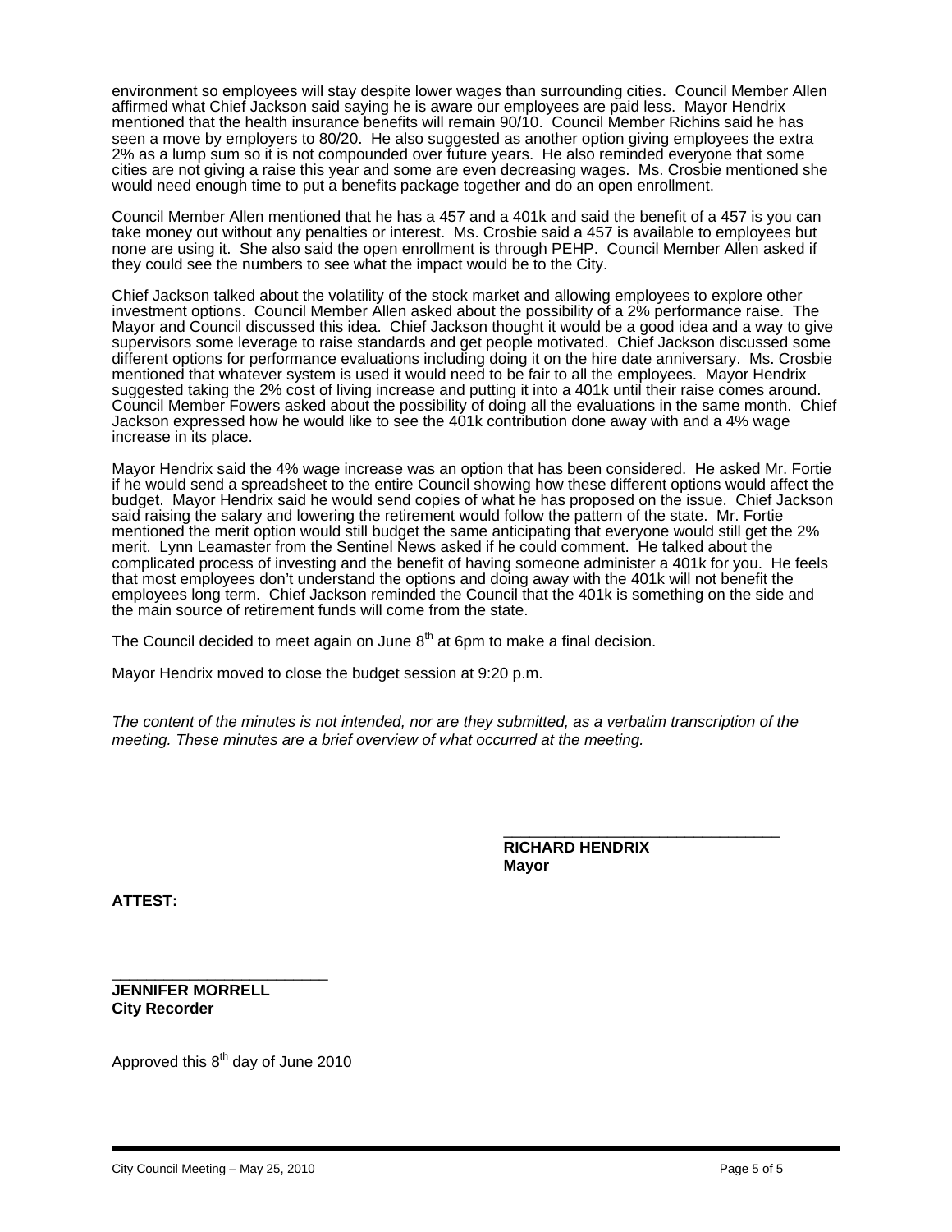environment so employees will stay despite lower wages than surrounding cities. Council Member Allen affirmed what Chief Jackson said saying he is aware our employees are paid less. Mayor Hendrix mentioned that the health insurance benefits will remain 90/10. Council Member Richins said he has seen a move by employers to 80/20. He also suggested as another option giving employees the extra 2% as a lump sum so it is not compounded over future years. He also reminded everyone that some cities are not giving a raise this year and some are even decreasing wages. Ms. Crosbie mentioned she would need enough time to put a benefits package together and do an open enrollment.

Council Member Allen mentioned that he has a 457 and a 401k and said the benefit of a 457 is you can take money out without any penalties or interest. Ms. Crosbie said a 457 is available to employees but none are using it. She also said the open enrollment is through PEHP. Council Member Allen asked if they could see the numbers to see what the impact would be to the City.

Chief Jackson talked about the volatility of the stock market and allowing employees to explore other investment options. Council Member Allen asked about the possibility of a 2% performance raise. The Mayor and Council discussed this idea. Chief Jackson thought it would be a good idea and a way to give supervisors some leverage to raise standards and get people motivated. Chief Jackson discussed some different options for performance evaluations including doing it on the hire date anniversary. Ms. Crosbie mentioned that whatever system is used it would need to be fair to all the employees. Mayor Hendrix suggested taking the 2% cost of living increase and putting it into a 401k until their raise comes around. Council Member Fowers asked about the possibility of doing all the evaluations in the same month. Chief Jackson expressed how he would like to see the 401k contribution done away with and a 4% wage increase in its place.

Mayor Hendrix said the 4% wage increase was an option that has been considered. He asked Mr. Fortie if he would send a spreadsheet to the entire Council showing how these different options would affect the budget. Mayor Hendrix said he would send copies of what he has proposed on the issue. Chief Jackson said raising the salary and lowering the retirement would follow the pattern of the state. Mr. Fortie mentioned the merit option would still budget the same anticipating that everyone would still get the 2% merit. Lynn Leamaster from the Sentinel News asked if he could comment. He talked about the complicated process of investing and the benefit of having someone administer a 401k for you. He feels that most employees don't understand the options and doing away with the 401k will not benefit the employees long term. Chief Jackson reminded the Council that the 401k is something on the side and the main source of retirement funds will come from the state.

The Council decided to meet again on June 8th at 6pm to make a final decision.

Mayor Hendrix moved to close the budget session at 9:20 p.m.

*The content of the minutes is not intended, nor are they submitted, as a verbatim transcription of the meeting. These minutes are a brief overview of what occurred at the meeting.*

\_\_\_\_\_\_\_\_\_\_\_\_\_\_\_\_\_\_\_\_\_\_\_\_\_\_\_\_\_\_\_\_
**RICHARD HENDRIX**
**Mayor**

**ATTEST:**

\_\_\_\_\_\_\_\_\_\_\_\_\_\_\_\_\_\_\_\_\_\_\_\_\_
**JENNIFER MORRELL**
**City Recorder**

Approved this 8th day of June 2010